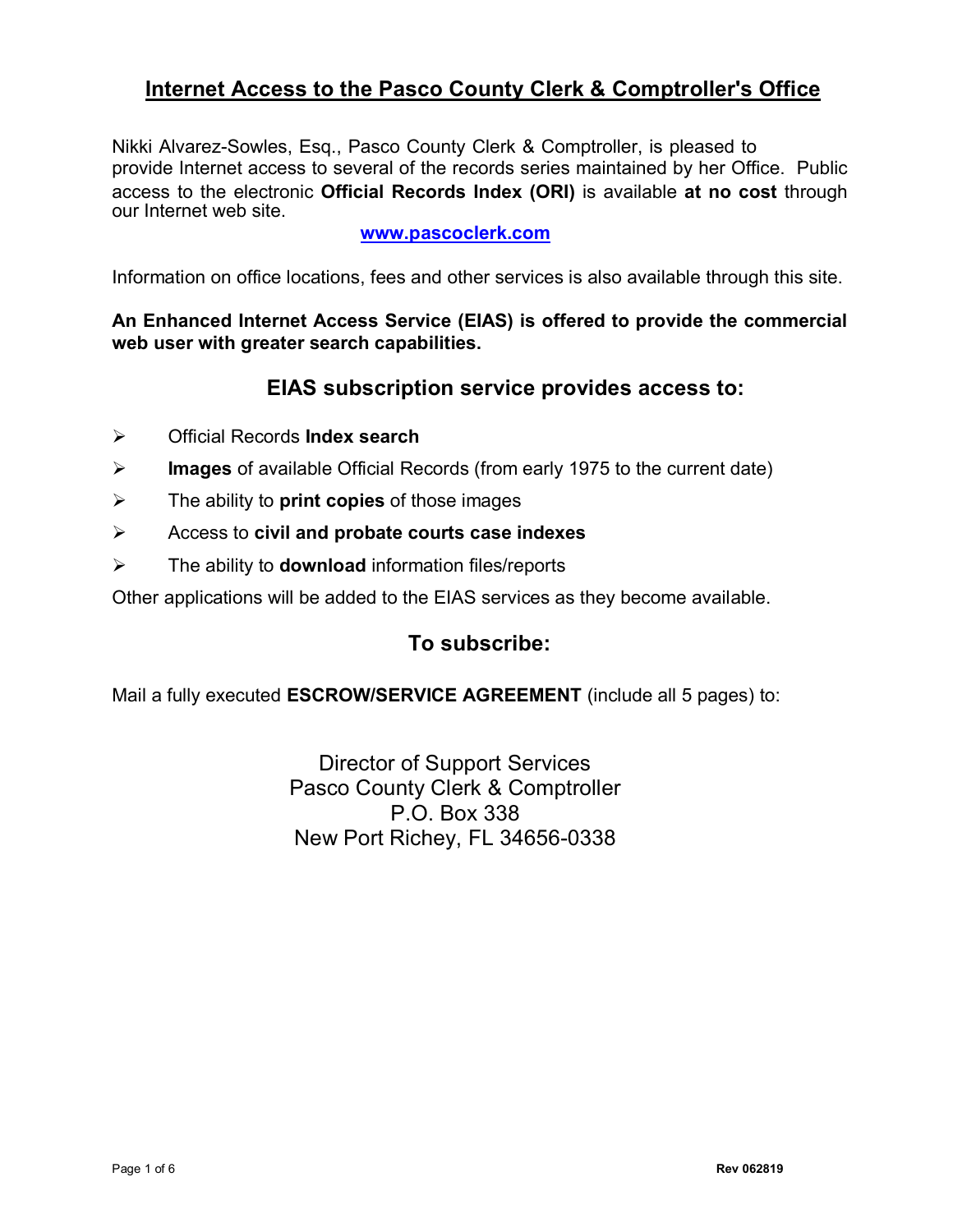# Internet Access to the Pasco County Clerk & Comptroller's Office

Nikki Alvarez-Sowles, Esq., Pasco County Clerk & Comptroller, is pleased to provide Internet access to several of the records series maintained by her Office. Public access to the electronic **Official Records Index (ORI)** is available **at no cost** through our Internet web site.

**www.pascoclerk.com**

Information on office locations, fees and other services is also available through this site.

**An Enhanced Internet Access Service (EIAS) is offered to provide the commercial web user with greater search capabilities.**

## EIAS subscription service provides access to:

- Official Records **Index search**
- **Images** of available Official Records (from early 1975 to the current date)
- The ability to **print copies** of those images
- Access to **civil and probate courts case indexes**
- The ability to **download** information files/reports

Other applications will be added to the EIAS services as they become available.

## To subscribe:

Mail a fully executed **ESCROW/SERVICE AGREEMENT** (include all 5 pages) to:

Director of Support Services
Pasco County Clerk & Comptroller
P.O. Box 338
New Port Richey, FL 34656-0338

Rev 062819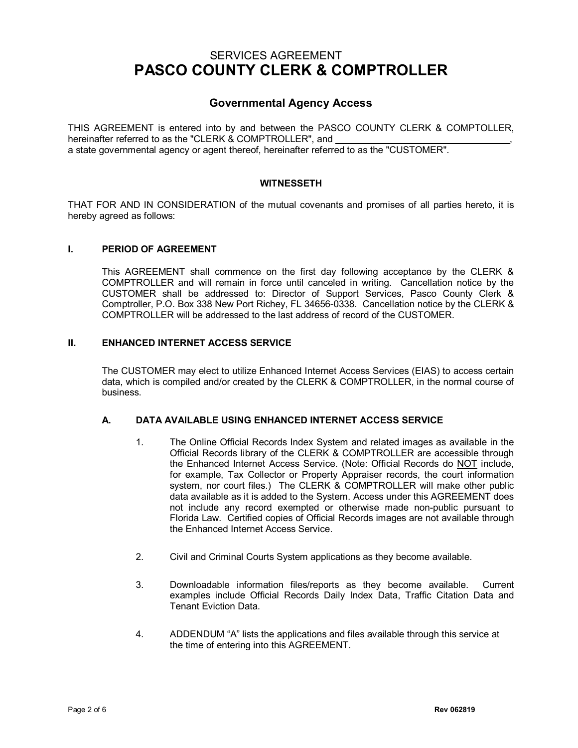# SERVICES AGREEMENT
# PASCO COUNTY CLERK & COMPTROLLER

## Governmental Agency Access

THIS AGREEMENT is entered into by and between the PASCO COUNTY CLERK & COMPTOLLER, hereinafter referred to as the "CLERK & COMPTROLLER", and ________________________________, a state governmental agency or agent thereof, hereinafter referred to as the "CUSTOMER".

**WITNESSETH**

THAT FOR AND IN CONSIDERATION of the mutual covenants and promises of all parties hereto, it is hereby agreed as follows:

### I. PERIOD OF AGREEMENT

This AGREEMENT shall commence on the first day following acceptance by the CLERK & COMPTROLLER and will remain in force until canceled in writing. Cancellation notice by the CUSTOMER shall be addressed to: Director of Support Services, Pasco County Clerk & Comptroller, P.O. Box 338 New Port Richey, FL 34656-0338. Cancellation notice by the CLERK & COMPTROLLER will be addressed to the last address of record of the CUSTOMER.

### II. ENHANCED INTERNET ACCESS SERVICE

The CUSTOMER may elect to utilize Enhanced Internet Access Services (EIAS) to access certain data, which is compiled and/or created by the CLERK & COMPTROLLER, in the normal course of business.

#### A. DATA AVAILABLE USING ENHANCED INTERNET ACCESS SERVICE

1. The Online Official Records Index System and related images as available in the Official Records library of the CLERK & COMPTROLLER are accessible through the Enhanced Internet Access Service. (Note: Official Records do NOT include, for example, Tax Collector or Property Appraiser records, the court information system, nor court files.) The CLERK & COMPTROLLER will make other public data available as it is added to the System. Access under this AGREEMENT does not include any record exempted or otherwise made non-public pursuant to Florida Law. Certified copies of Official Records images are not available through the Enhanced Internet Access Service.

2. Civil and Criminal Courts System applications as they become available.

3. Downloadable information files/reports as they become available. Current examples include Official Records Daily Index Data, Traffic Citation Data and Tenant Eviction Data.

4. ADDENDUM "A" lists the applications and files available through this service at the time of entering into this AGREEMENT.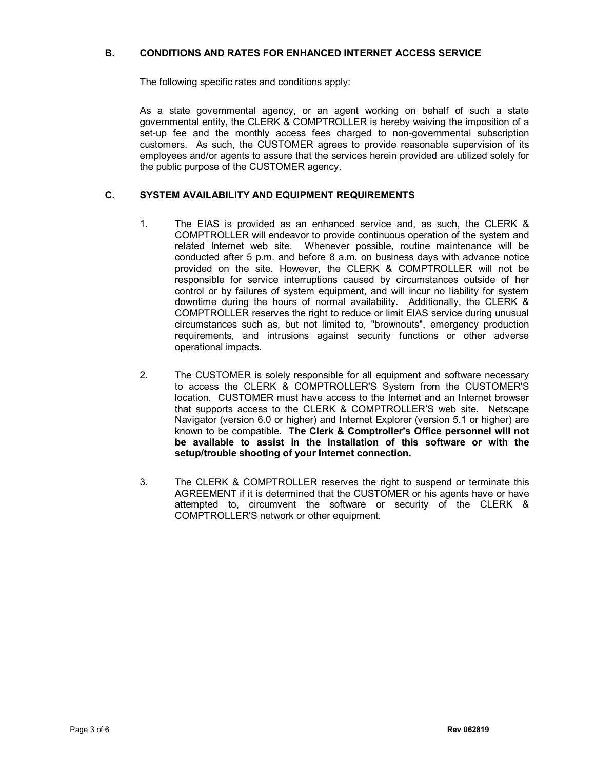## B. CONDITIONS AND RATES FOR ENHANCED INTERNET ACCESS SERVICE

The following specific rates and conditions apply:

As a state governmental agency, or an agent working on behalf of such a state governmental entity, the CLERK & COMPTROLLER is hereby waiving the imposition of a set-up fee and the monthly access fees charged to non-governmental subscription customers. As such, the CUSTOMER agrees to provide reasonable supervision of its employees and/or agents to assure that the services herein provided are utilized solely for the public purpose of the CUSTOMER agency.

## C. SYSTEM AVAILABILITY AND EQUIPMENT REQUIREMENTS

1. The EIAS is provided as an enhanced service and, as such, the CLERK & COMPTROLLER will endeavor to provide continuous operation of the system and related Internet web site. Whenever possible, routine maintenance will be conducted after 5 p.m. and before 8 a.m. on business days with advance notice provided on the site. However, the CLERK & COMPTROLLER will not be responsible for service interruptions caused by circumstances outside of her control or by failures of system equipment, and will incur no liability for system downtime during the hours of normal availability. Additionally, the CLERK & COMPTROLLER reserves the right to reduce or limit EIAS service during unusual circumstances such as, but not limited to, "brownouts", emergency production requirements, and intrusions against security functions or other adverse operational impacts.

2. The CUSTOMER is solely responsible for all equipment and software necessary to access the CLERK & COMPTROLLER'S System from the CUSTOMER'S location. CUSTOMER must have access to the Internet and an Internet browser that supports access to the CLERK & COMPTROLLER'S web site. Netscape Navigator (version 6.0 or higher) and Internet Explorer (version 5.1 or higher) are known to be compatible. **The Clerk & Comptroller's Office personnel will not be available to assist in the installation of this software or with the setup/trouble shooting of your Internet connection.**

3. The CLERK & COMPTROLLER reserves the right to suspend or terminate this AGREEMENT if it is determined that the CUSTOMER or his agents have or have attempted to, circumvent the software or security of the CLERK & COMPTROLLER'S network or other equipment.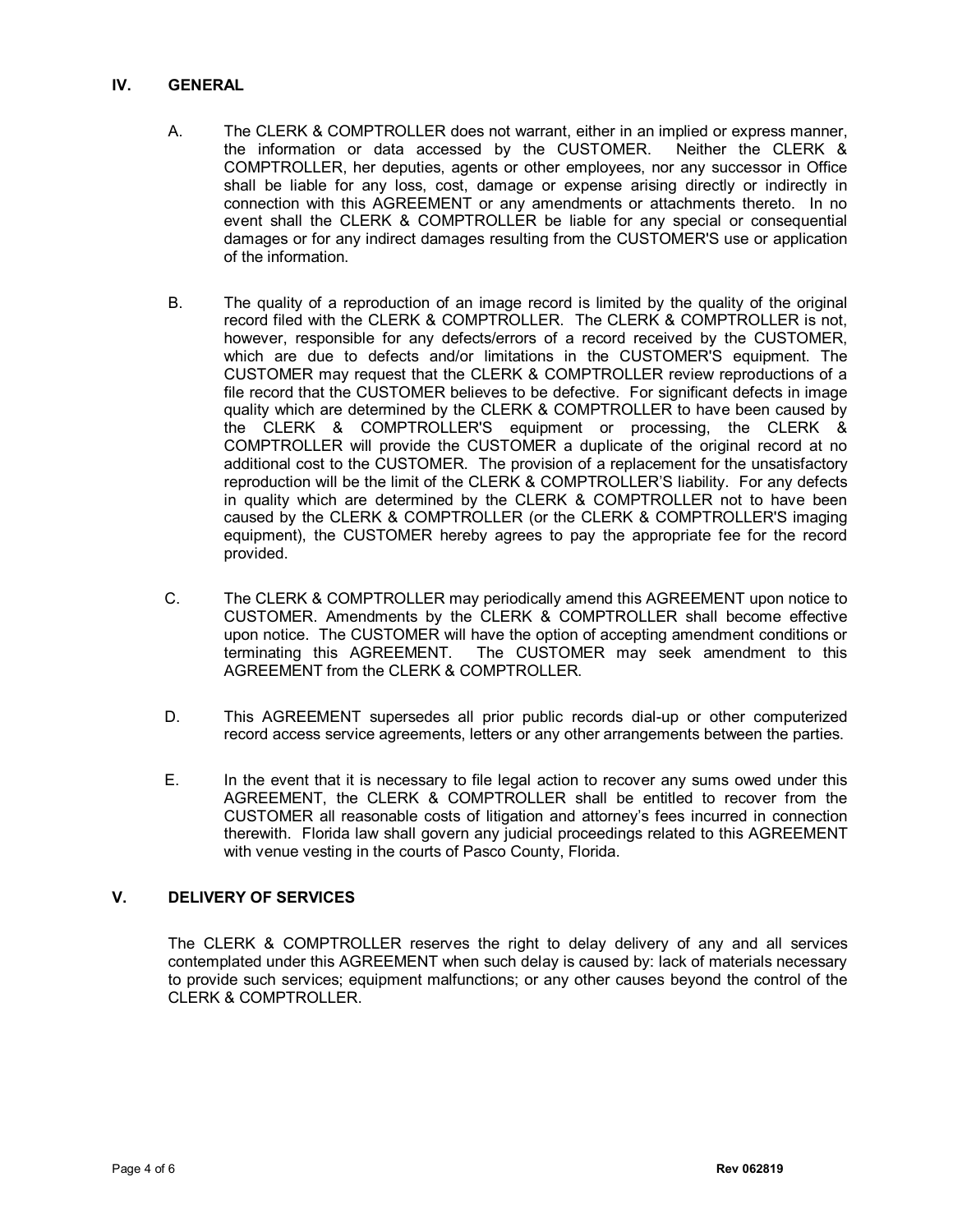## IV. GENERAL

A. The CLERK & COMPTROLLER does not warrant, either in an implied or express manner, the information or data accessed by the CUSTOMER. Neither the CLERK & COMPTROLLER, her deputies, agents or other employees, nor any successor in Office shall be liable for any loss, cost, damage or expense arising directly or indirectly in connection with this AGREEMENT or any amendments or attachments thereto. In no event shall the CLERK & COMPTROLLER be liable for any special or consequential damages or for any indirect damages resulting from the CUSTOMER'S use or application of the information.

B. The quality of a reproduction of an image record is limited by the quality of the original record filed with the CLERK & COMPTROLLER. The CLERK & COMPTROLLER is not, however, responsible for any defects/errors of a record received by the CUSTOMER, which are due to defects and/or limitations in the CUSTOMER'S equipment. The CUSTOMER may request that the CLERK & COMPTROLLER review reproductions of a file record that the CUSTOMER believes to be defective. For significant defects in image quality which are determined by the CLERK & COMPTROLLER to have been caused by the CLERK & COMPTROLLER'S equipment or processing, the CLERK & COMPTROLLER will provide the CUSTOMER a duplicate of the original record at no additional cost to the CUSTOMER. The provision of a replacement for the unsatisfactory reproduction will be the limit of the CLERK & COMPTROLLER'S liability. For any defects in quality which are determined by the CLERK & COMPTROLLER not to have been caused by the CLERK & COMPTROLLER (or the CLERK & COMPTROLLER'S imaging equipment), the CUSTOMER hereby agrees to pay the appropriate fee for the record provided.

C. The CLERK & COMPTROLLER may periodically amend this AGREEMENT upon notice to CUSTOMER. Amendments by the CLERK & COMPTROLLER shall become effective upon notice. The CUSTOMER will have the option of accepting amendment conditions or terminating this AGREEMENT. The CUSTOMER may seek amendment to this AGREEMENT from the CLERK & COMPTROLLER.

D. This AGREEMENT supersedes all prior public records dial-up or other computerized record access service agreements, letters or any other arrangements between the parties.

E. In the event that it is necessary to file legal action to recover any sums owed under this AGREEMENT, the CLERK & COMPTROLLER shall be entitled to recover from the CUSTOMER all reasonable costs of litigation and attorney's fees incurred in connection therewith. Florida law shall govern any judicial proceedings related to this AGREEMENT with venue vesting in the courts of Pasco County, Florida.

## V. DELIVERY OF SERVICES

The CLERK & COMPTROLLER reserves the right to delay delivery of any and all services contemplated under this AGREEMENT when such delay is caused by: lack of materials necessary to provide such services; equipment malfunctions; or any other causes beyond the control of the CLERK & COMPTROLLER.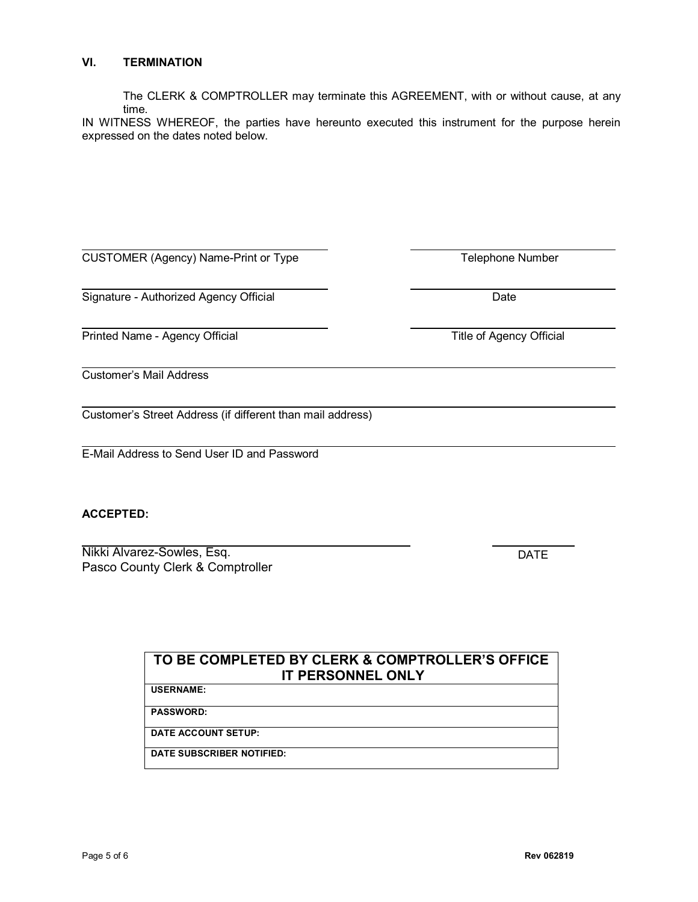## VI. TERMINATION

The CLERK & COMPTROLLER may terminate this AGREEMENT, with or without cause, at any time.

IN WITNESS WHEREOF, the parties have hereunto executed this instrument for the purpose herein expressed on the dates noted below.

| | |
|---|---|
| CUSTOMER (Agency) Name-Print or Type | Telephone Number |
| Signature - Authorized Agency Official | Date |
| Printed Name - Agency Official | Title of Agency Official |

Customer's Mail Address

Customer's Street Address (if different than mail address)

E-Mail Address to Send User ID and Password

**ACCEPTED:**

| | |
|---|---|
| Nikki Alvarez-Sowles, Esq.<br>Pasco County Clerk & Comptroller | DATE |

| TO BE COMPLETED BY CLERK & COMPTROLLER'S OFFICE IT PERSONNEL ONLY |
|---|
| **USERNAME:** |
| **PASSWORD:** |
| **DATE ACCOUNT SETUP:** |
| **DATE SUBSCRIBER NOTIFIED:** |

**Rev 062819**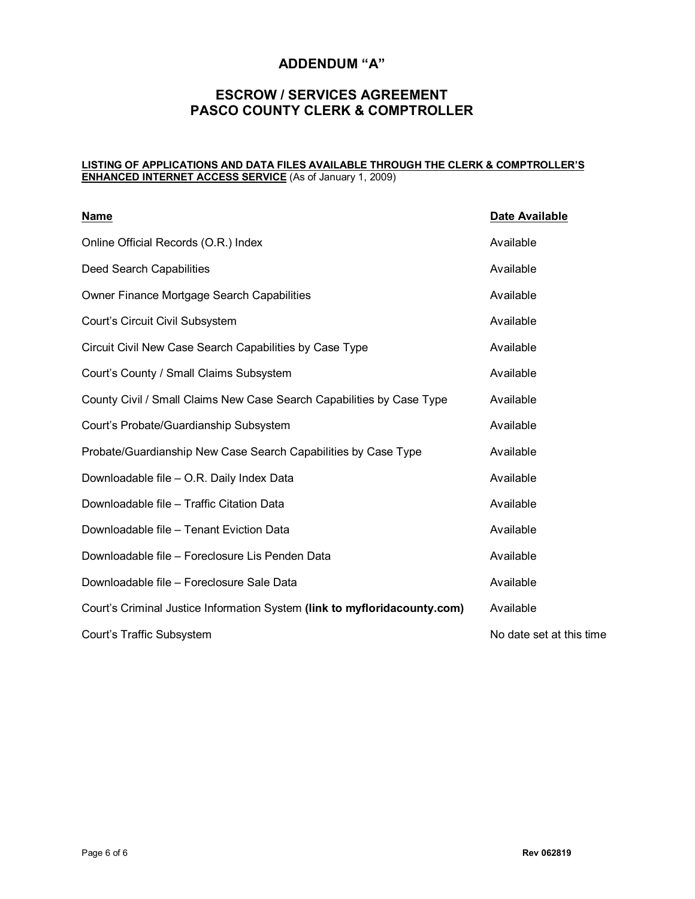# ADDENDUM "A"

## ESCROW / SERVICES AGREEMENT
## PASCO COUNTY CLERK & COMPTROLLER

**LISTING OF APPLICATIONS AND DATA FILES AVAILABLE THROUGH THE CLERK & COMPTROLLER'S ENHANCED INTERNET ACCESS SERVICE** (As of January 1, 2009)

| Name | Date Available |
|---|---|
| Online Official Records (O.R.) Index | Available |
| Deed Search Capabilities | Available |
| Owner Finance Mortgage Search Capabilities | Available |
| Court's Circuit Civil Subsystem | Available |
| Circuit Civil New Case Search Capabilities by Case Type | Available |
| Court's County / Small Claims Subsystem | Available |
| County Civil / Small Claims New Case Search Capabilities by Case Type | Available |
| Court's Probate/Guardianship Subsystem | Available |
| Probate/Guardianship New Case Search Capabilities by Case Type | Available |
| Downloadable file – O.R. Daily Index Data | Available |
| Downloadable file – Traffic Citation Data | Available |
| Downloadable file – Tenant Eviction Data | Available |
| Downloadable file – Foreclosure Lis Penden Data | Available |
| Downloadable file – Foreclosure Sale Data | Available |
| Court's Criminal Justice Information System **(link to myfloridacounty.com)** | Available |
| Court's Traffic Subsystem | No date set at this time |

**Rev 062819**